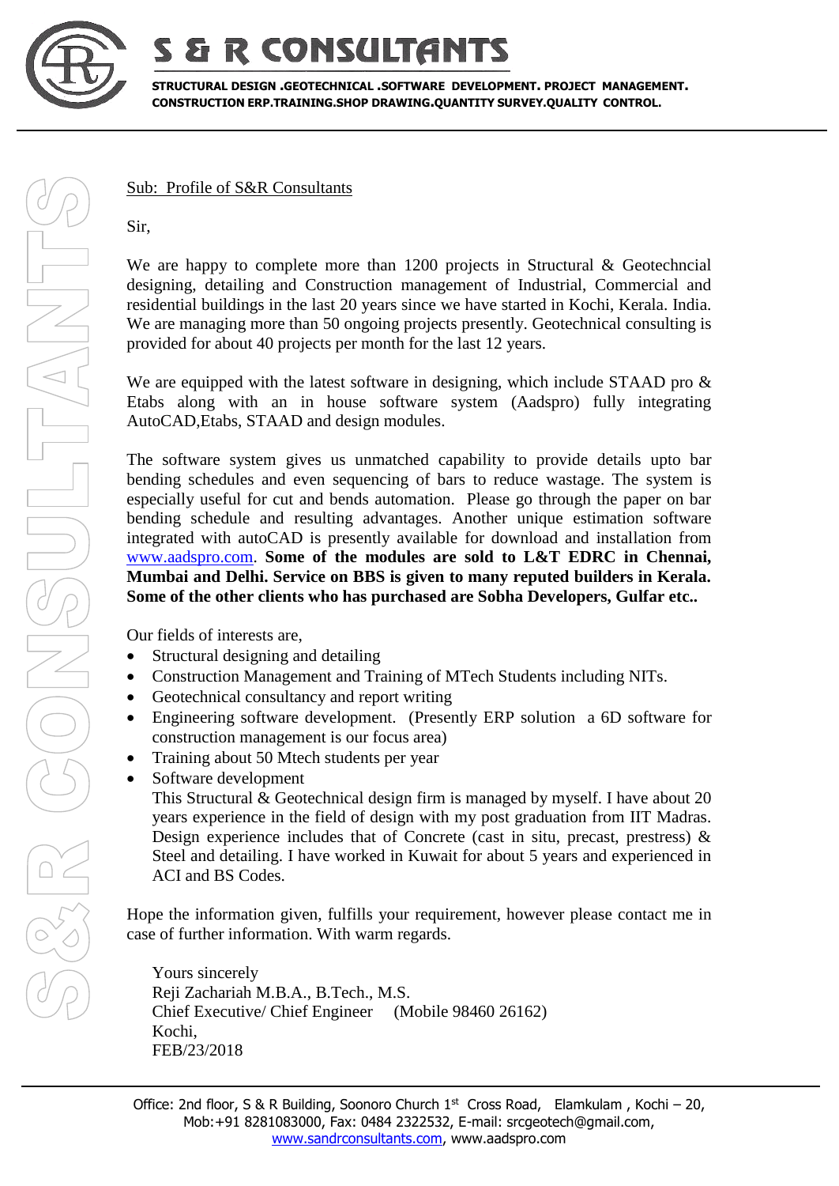# S & R CONSULTANTS

**STRUCTURAL DESIGN .GEOTECHNICAL .SOFTWARE DEVELOPMENT. PROJECT MANAGEMENT. CONSTRUCTION ERP.TRAINING.SHOP DRAWING.QUANTITY SURVEY.QUALITY CONTROL.**

Sub: Profile of S&R Consultants

Sir,

We are happy to complete more than 1200 projects in Structural & Geotechncial designing, detailing and Construction management of Industrial, Commercial and residential buildings in the last 20 years since we have started in Kochi, Kerala. India. We are managing more than 50 ongoing projects presently. Geotechnical consulting is provided for about 40 projects per month for the last 12 years.

We are equipped with the latest software in designing, which include STAAD pro & Etabs along with an in house software system (Aadspro) fully integrating AutoCAD,Etabs, STAAD and design modules.

The software system gives us unmatched capability to provide details upto bar bending schedules and even sequencing of bars to reduce wastage. The system is especially useful for cut and bends automation. Please go through the paper on bar bending schedule and resulting advantages. Another unique estimation software integrated with autoCAD is presently available for download and installation from www.aadspro.com. **Some of the modules are sold to L&T EDRC in Chennai, Mumbai and Delhi. Service on BBS is given to many reputed builders in Kerala. Some of the other clients who has purchased are Sobha Developers, Gulfar etc..**

Our fields of interests are,

- Structural designing and detailing
- Construction Management and Training of MTech Students including NITs.
- Geotechnical consultancy and report writing
- Engineering software development. (Presently ERP solution a 6D software for construction management is our focus area)
- Training about 50 Mtech students per year
- Software development

  This Structural & Geotechnical design firm is managed by myself. I have about 20 years experience in the field of design with my post graduation from IIT Madras. Design experience includes that of Concrete (cast in situ, precast, prestress) & Steel and detailing. I have worked in Kuwait for about 5 years and experienced in ACI and BS Codes.

Hope the information given, fulfills your requirement, however please contact me in case of further information. With warm regards.

Yours sincerely
Reji Zachariah M.B.A., B.Tech., M.S.
Chief Executive/ Chief Engineer (Mobile 98460 26162)
Kochi,
FEB/23/2018

Office: 2nd floor, S & R Building, Soonoro Church 1st Cross Road, Elamkulam , Kochi – 20, Mob:+91 8281083000, Fax: 0484 2322532, E-mail: srcgeotech@gmail.com, www.sandrconsultants.com, www.aadspro.com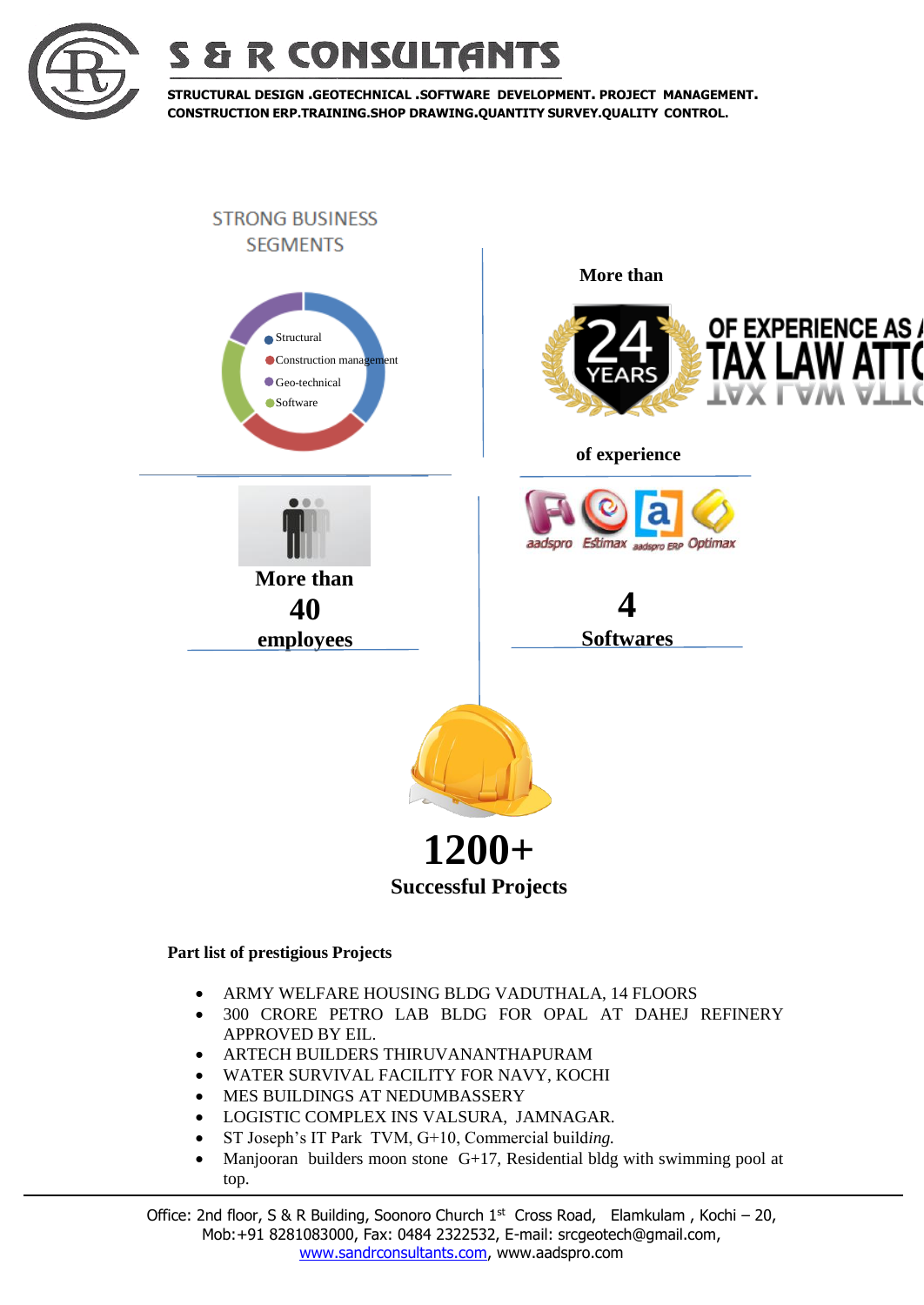# S & R CONSULTANTS

**STRUCTURAL DESIGN .GEOTECHNICAL .SOFTWARE DEVELOPMENT. PROJECT MANAGEMENT. CONSTRUCTION ERP.TRAINING.SHOP DRAWING.QUANTITY SURVEY.QUALITY CONTROL.**

STRONG BUSINESS SEGMENTS

- Structural
- Construction management
- Geo-technical
- Software

**More than**

24 YEARS OF EXPERIENCE AS A TAX LAW ATT

**of experience**

**More than**
**40**
**employees**

aadspro Estimax aadspro ERP Optimax

**4**
**Softwares**

**1200+**
**Successful Projects**

**Part list of prestigious Projects**

- ARMY WELFARE HOUSING BLDG VADUTHALA, 14 FLOORS
- 300 CRORE PETRO LAB BLDG FOR OPAL AT DAHEJ REFINERY APPROVED BY EIL.
- ARTECH BUILDERS THIRUVANANTHAPURAM
- WATER SURVIVAL FACILITY FOR NAVY, KOCHI
- MES BUILDINGS AT NEDUMBASSERY
- LOGISTIC COMPLEX INS VALSURA, JAMNAGAR.
- ST Joseph's IT Park TVM, G+10, Commercial build*ing.*
- Manjooran builders moon stone G+17, Residential bldg with swimming pool at top.

Office: 2nd floor, S & R Building, Soonoro Church 1st Cross Road, Elamkulam , Kochi – 20,
Mob:+91 8281083000, Fax: 0484 2322532, E-mail: srcgeotech@gmail.com,
www.sandrconsultants.com, www.aadspro.com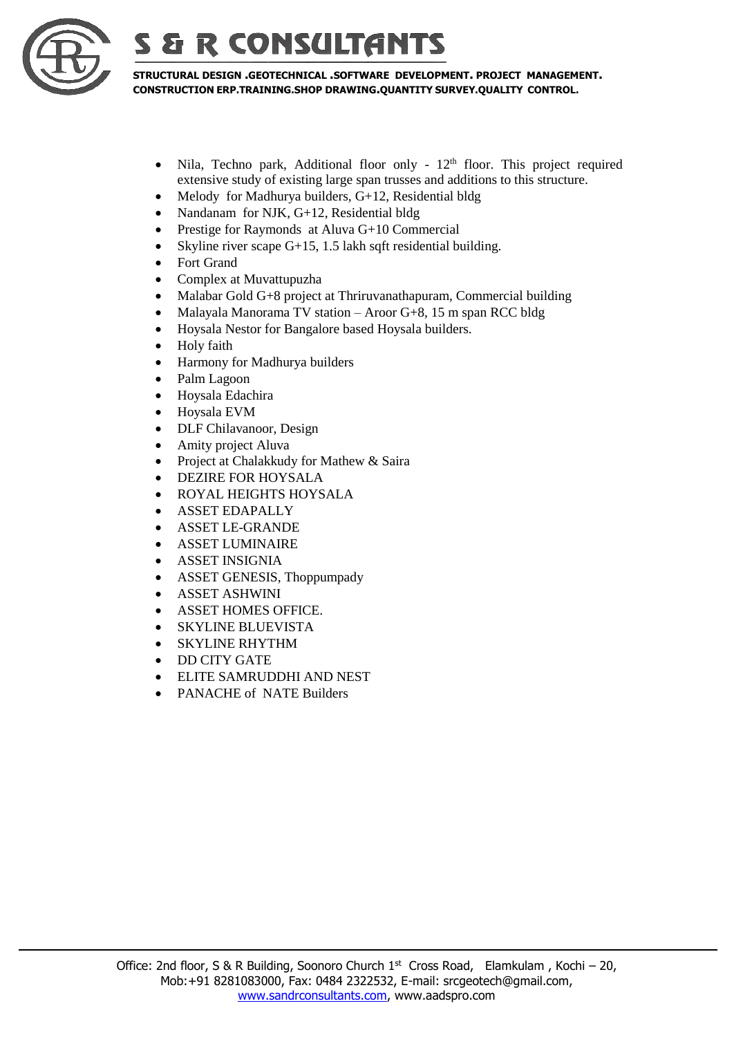- Nila, Techno park, Additional floor only - 12th floor. This project required extensive study of existing large span trusses and additions to this structure.
- Melody for Madhurya builders, G+12, Residential bldg
- Nandanam for NJK, G+12, Residential bldg
- Prestige for Raymonds at Aluva G+10 Commercial
- Skyline river scape G+15, 1.5 lakh sqft residential building.
- Fort Grand
- Complex at Muvattupuzha
- Malabar Gold G+8 project at Thriruvanathapuram, Commercial building
- Malayala Manorama TV station – Aroor G+8, 15 m span RCC bldg
- Hoysala Nestor for Bangalore based Hoysala builders.
- Holy faith
- Harmony for Madhurya builders
- Palm Lagoon
- Hoysala Edachira
- Hoysala EVM
- DLF Chilavanoor, Design
- Amity project Aluva
- Project at Chalakkudy for Mathew & Saira
- DEZIRE FOR HOYSALA
- ROYAL HEIGHTS HOYSALA
- ASSET EDAPALLY
- ASSET LE-GRANDE
- ASSET LUMINAIRE
- ASSET INSIGNIA
- ASSET GENESIS, Thoppumpady
- ASSET ASHWINI
- ASSET HOMES OFFICE.
- SKYLINE BLUEVISTA
- SKYLINE RHYTHM
- DD CITY GATE
- ELITE SAMRUDDHI AND NEST
- PANACHE of NATE Builders